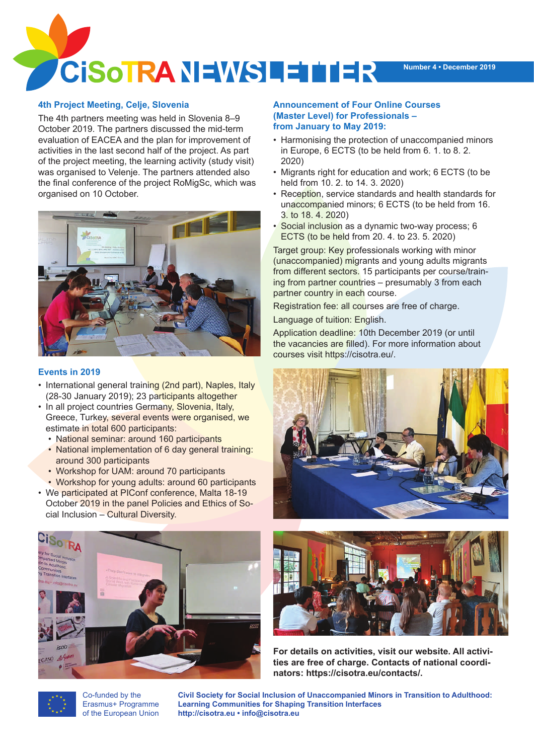# CiSoTRA NEWSLETTER

Number 4 • December 2019

## 4th Project Meeting, Celje, Slovenia

The 4th partners meeting was held in Slovenia 8–9 October 2019. The partners discussed the mid-term evaluation of EACEA and the plan for improvement of activities in the last second half of the project. As part of the project meeting, the learning activity (study visit) was organised to Velenje. The partners attended also the final conference of the project RoMigSc, which was organised on 10 October.

## Events in 2019

- International general training (2nd part), Naples, Italy (28-30 January 2019); 23 participants altogether
- In all project countries Germany, Slovenia, Italy, Greece, Turkey, several events were organised, we estimate in total 600 participants:
  - National seminar: around 160 participants
  - National implementation of 6 day general training: around 300 participants
  - Workshop for UAM: around 70 participants
  - Workshop for young adults: around 60 participants
- We participated at PIConf conference, Malta 18-19 October 2019 in the panel Policies and Ethics of Social Inclusion – Cultural Diversity.

## Announcement of Four Online Courses (Master Level) for Professionals – from January to May 2019:

- Harmonising the protection of unaccompanied minors in Europe, 6 ECTS (to be held from 6. 1. to 8. 2. 2020)
- Migrants right for education and work; 6 ECTS (to be held from 10. 2. to 14. 3. 2020)
- Reception, service standards and health standards for unaccompanied minors; 6 ECTS (to be held from 16. 3. to 18. 4. 2020)
- Social inclusion as a dynamic two-way process; 6 ECTS (to be held from 20. 4. to 23. 5. 2020)

Target group: Key professionals working with minor (unaccompanied) migrants and young adults migrants from different sectors. 15 participants per course/training from partner countries – presumably 3 from each partner country in each course.

Registration fee: all courses are free of charge.

Language of tuition: English.

Application deadline: 10th December 2019 (or until the vacancies are filled). For more information about courses visit https://cisotra.eu/.

**For details on activities, visit our website. All activities are free of charge. Contacts of national coordinators: https://cisotra.eu/contacts/.**

Co-funded by the Erasmus+ Programme of the European Union

**Civil Society for Social Inclusion of Unaccompanied Minors in Transition to Adulthood: Learning Communities for Shaping Transition Interfaces**
**http://cisotra.eu • info@cisotra.eu**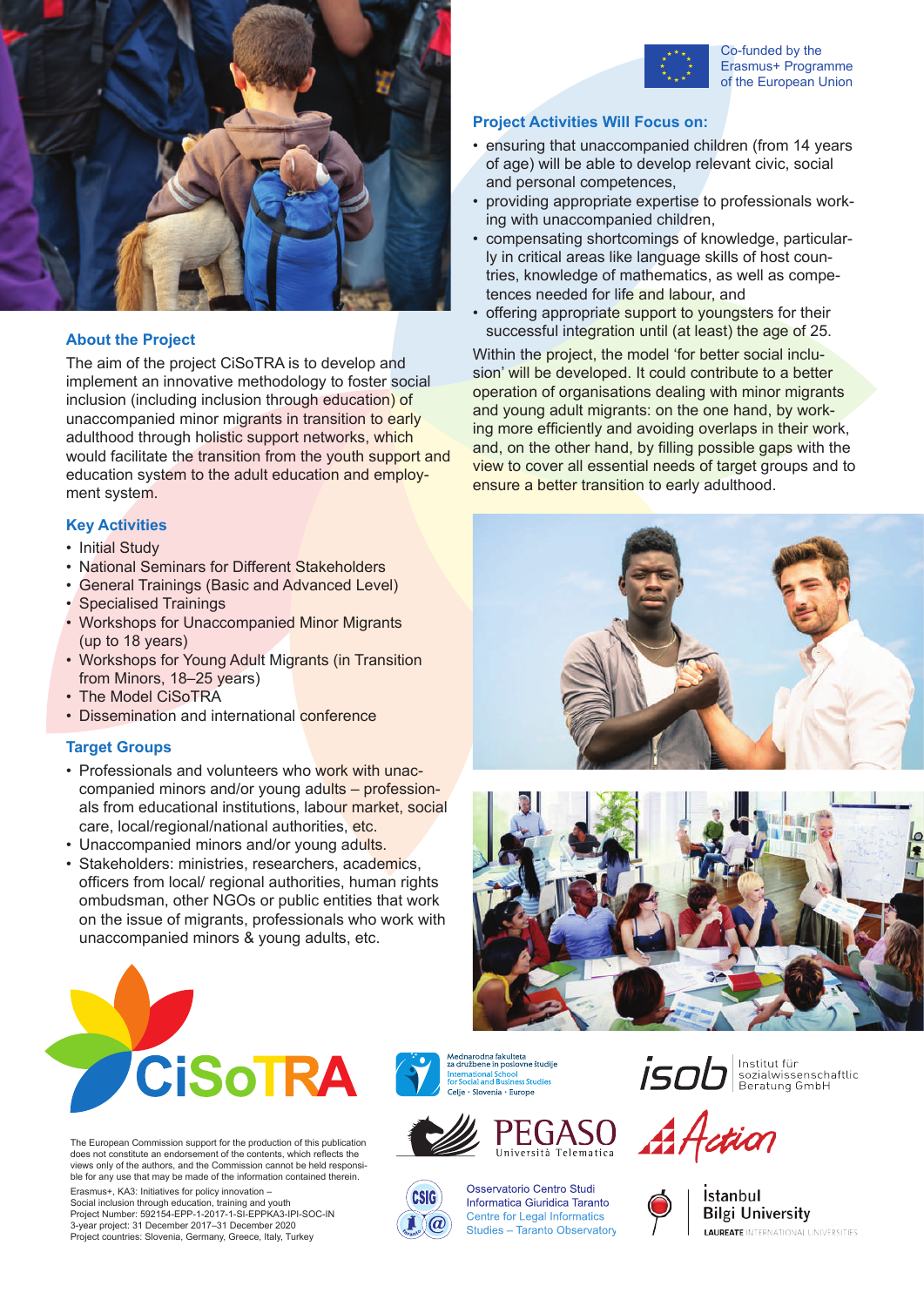Co-funded by the Erasmus+ Programme of the European Union

## About the Project

The aim of the project CiSoTRA is to develop and implement an innovative methodology to foster social inclusion (including inclusion through education) of unaccompanied minor migrants in transition to early adulthood through holistic support networks, which would facilitate the transition from the youth support and education system to the adult education and employment system.

## Key Activities

- Initial Study
- National Seminars for Different Stakeholders
- General Trainings (Basic and Advanced Level)
- Specialised Trainings
- Workshops for Unaccompanied Minor Migrants (up to 18 years)
- Workshops for Young Adult Migrants (in Transition from Minors, 18–25 years)
- The Model CiSoTRA
- Dissemination and international conference

## Target Groups

- Professionals and volunteers who work with unaccompanied minors and/or young adults – professionals from educational institutions, labour market, social care, local/regional/national authorities, etc.
- Unaccompanied minors and/or young adults.
- Stakeholders: ministries, researchers, academics, officers from local/ regional authorities, human rights ombudsman, other NGOs or public entities that work on the issue of migrants, professionals who work with unaccompanied minors & young adults, etc.

## Project Activities Will Focus on:

- ensuring that unaccompanied children (from 14 years of age) will be able to develop relevant civic, social and personal competences,
- providing appropriate expertise to professionals working with unaccompanied children,
- compensating shortcomings of knowledge, particularly in critical areas like language skills of host countries, knowledge of mathematics, as well as competences needed for life and labour, and
- offering appropriate support to youngsters for their successful integration until (at least) the age of 25.

Within the project, the model 'for better social inclusion' will be developed. It could contribute to a better operation of organisations dealing with minor migrants and young adult migrants: on the one hand, by working more efficiently and avoiding overlaps in their work, and, on the other hand, by filling possible gaps with the view to cover all essential needs of target groups and to ensure a better transition to early adulthood.

CiSoTRA

The European Commission support for the production of this publication does not constitute an endorsement of the contents, which reflects the views only of the authors, and the Commission cannot be held responsible for any use that may be made of the information contained therein.

Erasmus+, KA3: Initiatives for policy innovation –
Social inclusion through education, training and youth
Project Number: 592154-EPP-1-2017-1-SI-EPPKA3-IPI-SOC-IN
3-year project: 31 December 2017–31 December 2020
Project countries: Slovenia, Germany, Greece, Italy, Turkey

Mednarodna fakulteta za družbene in poslovne študije
International School for Social and Business Studies
Celje · Slovenia · Europe

isob Institut für sozialwissenschaftlic Beratung GmbH

PEGASO Università Telematica

Action

CSIG
Osservatorio Centro Studi Informatica Giuridica Taranto
Centre for Legal Informatics Studies – Taranto Observatory

İstanbul Bilgi University
LAUREATE INTERNATIONAL UNIVERSITIES